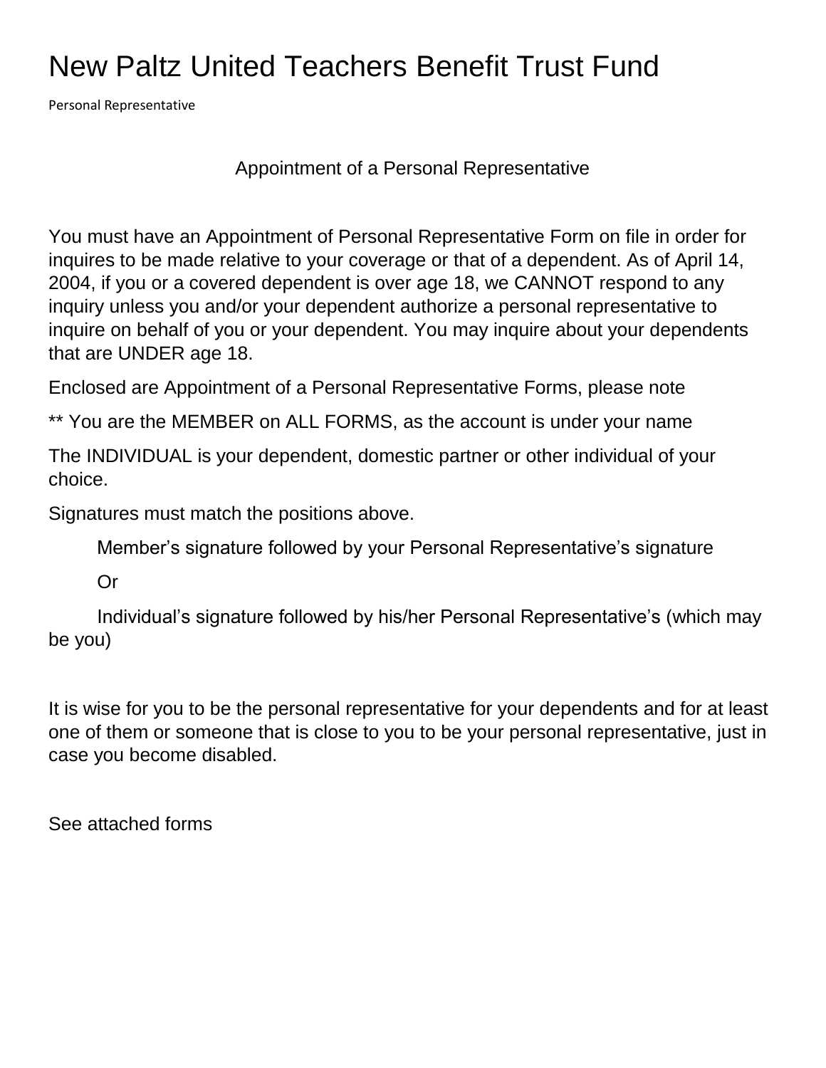# New Paltz United Teachers Benefit Trust Fund

Personal Representative

## Appointment of a Personal Representative

You must have an Appointment of Personal Representative Form on file in order for inquires to be made relative to your coverage or that of a dependent. As of April 14, 2004, if you or a covered dependent is over age 18, we CANNOT respond to any inquiry unless you and/or your dependent authorize a personal representative to inquire on behalf of you or your dependent. You may inquire about your dependents that are UNDER age 18.

Enclosed are Appointment of a Personal Representative Forms, please note

** You are the MEMBER on ALL FORMS, as the account is under your name

The INDIVIDUAL is your dependent, domestic partner or other individual of your choice.

Signatures must match the positions above.

Member's signature followed by your Personal Representative's signature

Or

Individual's signature followed by his/her Personal Representative's (which may be you)

It is wise for you to be the personal representative for your dependents and for at least one of them or someone that is close to you to be your personal representative, just in case you become disabled.

See attached forms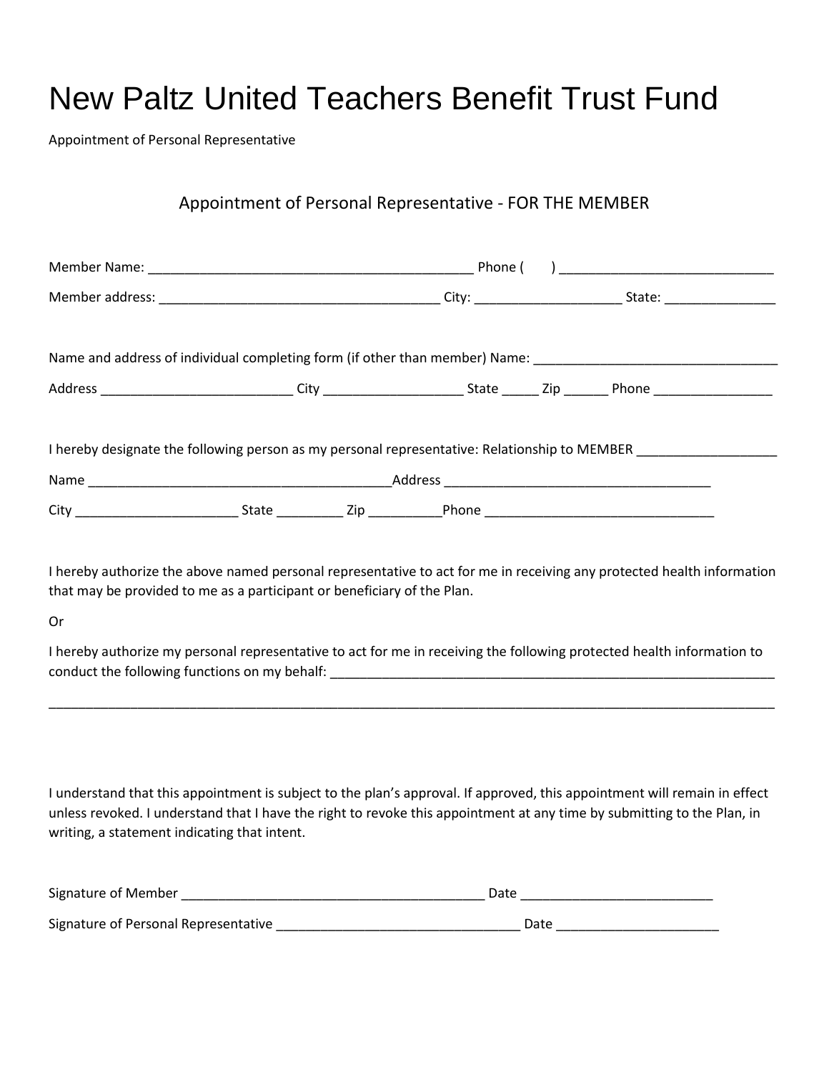# New Paltz United Teachers Benefit Trust Fund

Appointment of Personal Representative

## Appointment of Personal Representative - FOR THE MEMBER

Member Name: _____________________________________________ Phone (      ) _____________________________

Member address: _______________________________________ City: ____________________ State: _______________

Name and address of individual completing form (if other than member) Name: _________________________________

Address __________________________ City ___________________ State _____ Zip ______ Phone ________________

I hereby designate the following person as my personal representative: Relationship to MEMBER ___________________

Name _________________________________________Address ____________________________________

City ______________________ State _________ Zip __________Phone _______________________________

I hereby authorize the above named personal representative to act for me in receiving any protected health information that may be provided to me as a participant or beneficiary of the Plan.

Or

I hereby authorize my personal representative to act for me in receiving the following protected health information to conduct the following functions on my behalf: _______________________________________________________________

____________________________________________________________________________________________________

I understand that this appointment is subject to the plan's approval. If approved, this appointment will remain in effect unless revoked. I understand that I have the right to revoke this appointment at any time by submitting to the Plan, in writing, a statement indicating that intent.

Signature of Member _________________________________________ Date __________________________

Signature of Personal Representative _________________________________ Date ______________________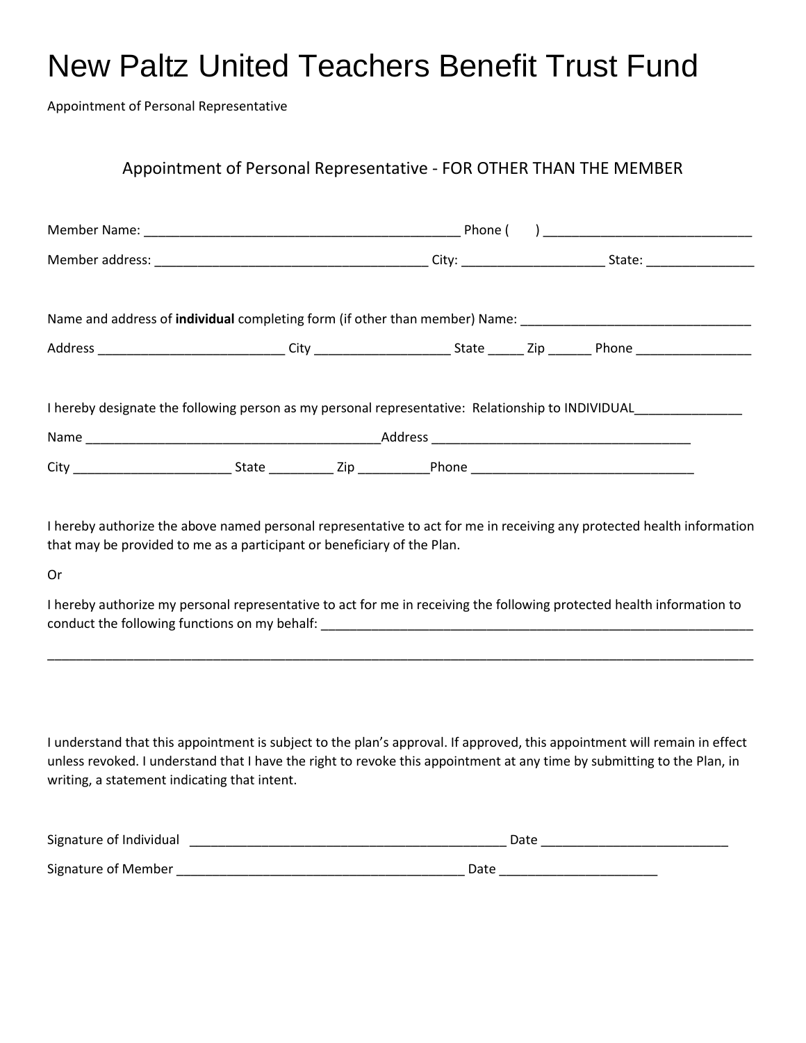# New Paltz United Teachers Benefit Trust Fund

Appointment of Personal Representative

## Appointment of Personal Representative - FOR OTHER THAN THE MEMBER

Member Name: _____________________________________________ Phone (      ) _____________________________

Member address: _______________________________________ City: ____________________ State: _______________

Name and address of **individual** completing form (if other than member) Name: ________________________________

Address __________________________ City ___________________ State _____ Zip ______ Phone ________________

I hereby designate the following person as my personal representative: Relationship to INDIVIDUAL_______________

Name _________________________________________Address ____________________________________

City ______________________ State _________ Zip __________Phone _______________________________

I hereby authorize the above named personal representative to act for me in receiving any protected health information that may be provided to me as a participant or beneficiary of the Plan.

Or

I hereby authorize my personal representative to act for me in receiving the following protected health information to conduct the following functions on my behalf: ______________________________________________________________

____________________________________________________________________________________________________

I understand that this appointment is subject to the plan's approval. If approved, this appointment will remain in effect unless revoked. I understand that I have the right to revoke this appointment at any time by submitting to the Plan, in writing, a statement indicating that intent.

Signature of Individual _____________________________________________ Date __________________________

Signature of Member _________________________________________ Date ______________________